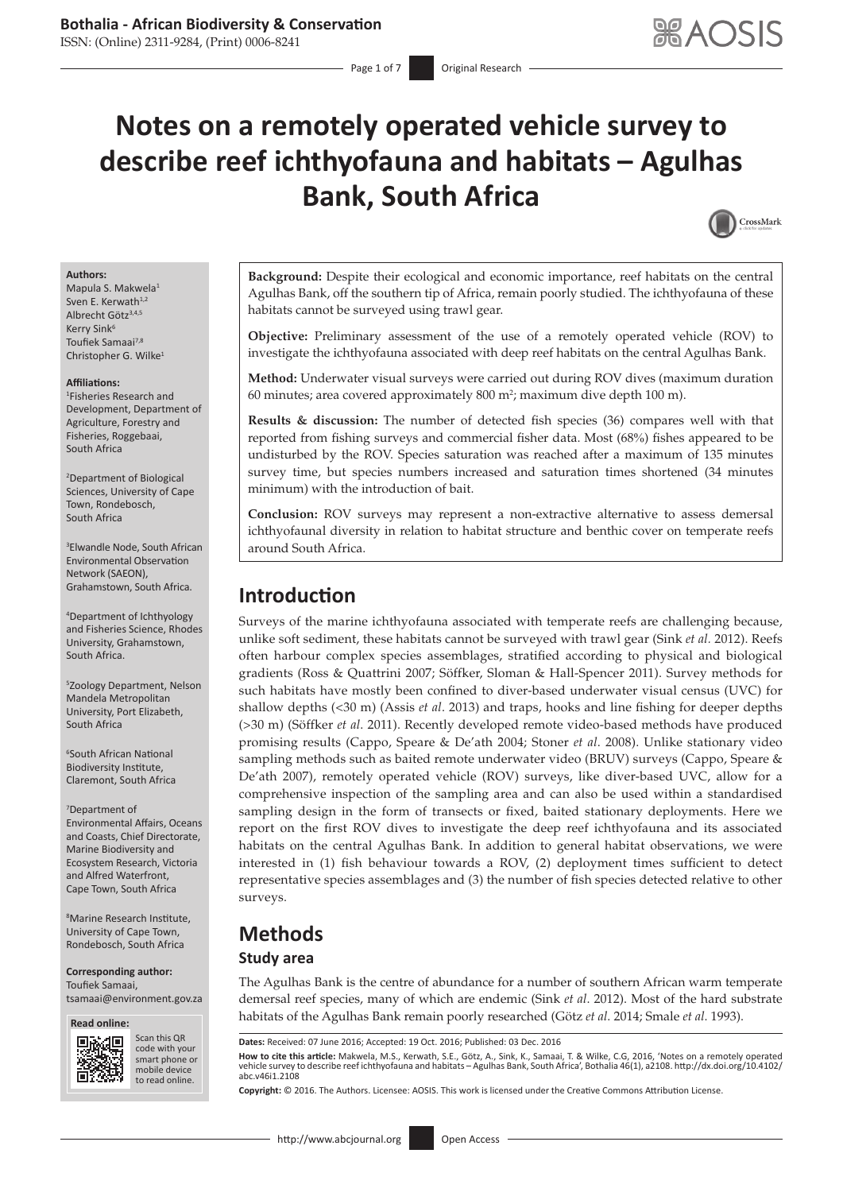# Notes on a remotely operated vehicle survey to describe reef ichthyofauna and habitats – Agulhas Bank, South Africa

**Authors:**
Mapula S. Makwela[1]
Sven E. Kerwath[1,2]
Albrecht Götz[3,4,5]
Kerry Sink[6]
Toufiek Samaai[7,8]
Christopher G. Wilke[1]

**Affiliations:**
[1]Fisheries Research and Development, Department of Agriculture, Forestry and Fisheries, Roggebaai, South Africa

[2]Department of Biological Sciences, University of Cape Town, Rondebosch, South Africa

[3]Elwandle Node, South African Environmental Observation Network (SAEON), Grahamstown, South Africa.

[4]Department of Ichthyology and Fisheries Science, Rhodes University, Grahamstown, South Africa.

[5]Zoology Department, Nelson Mandela Metropolitan University, Port Elizabeth, South Africa

[6]South African National Biodiversity Institute, Claremont, South Africa

[7]Department of Environmental Affairs, Oceans and Coasts, Chief Directorate, Marine Biodiversity and Ecosystem Research, Victoria and Alfred Waterfront, Cape Town, South Africa

[8]Marine Research Institute, University of Cape Town, Rondebosch, South Africa

**Corresponding author:**
Toufiek Samaai,
tsamaai@environment.gov.za

**Background:** Despite their ecological and economic importance, reef habitats on the central Agulhas Bank, off the southern tip of Africa, remain poorly studied. The ichthyofauna of these habitats cannot be surveyed using trawl gear.

**Objective:** Preliminary assessment of the use of a remotely operated vehicle (ROV) to investigate the ichthyofauna associated with deep reef habitats on the central Agulhas Bank.

**Method:** Underwater visual surveys were carried out during ROV dives (maximum duration 60 minutes; area covered approximately 800 m$^2$; maximum dive depth 100 m).

**Results & discussion:** The number of detected fish species (36) compares well with that reported from fishing surveys and commercial fisher data. Most (68%) fishes appeared to be undisturbed by the ROV. Species saturation was reached after a maximum of 135 minutes survey time, but species numbers increased and saturation times shortened (34 minutes minimum) with the introduction of bait.

**Conclusion:** ROV surveys may represent a non-extractive alternative to assess demersal ichthyofaunal diversity in relation to habitat structure and benthic cover on temperate reefs around South Africa.

## Introduction

Surveys of the marine ichthyofauna associated with temperate reefs are challenging because, unlike soft sediment, these habitats cannot be surveyed with trawl gear (Sink *et al.* 2012). Reefs often harbour complex species assemblages, stratified according to physical and biological gradients (Ross & Quattrini 2007; Söffker, Sloman & Hall-Spencer 2011). Survey methods for such habitats have mostly been confined to diver-based underwater visual census (UVC) for shallow depths (<30 m) (Assis *et al*. 2013) and traps, hooks and line fishing for deeper depths (>30 m) (Söffker *et al*. 2011). Recently developed remote video-based methods have produced promising results (Cappo, Speare & De'ath 2004; Stoner *et al.* 2008). Unlike stationary video sampling methods such as baited remote underwater video (BRUV) surveys (Cappo, Speare & De'ath 2007), remotely operated vehicle (ROV) surveys, like diver-based UVC, allow for a comprehensive inspection of the sampling area and can also be used within a standardised sampling design in the form of transects or fixed, baited stationary deployments. Here we report on the first ROV dives to investigate the deep reef ichthyofauna and its associated habitats on the central Agulhas Bank. In addition to general habitat observations, we were interested in (1) fish behaviour towards a ROV, (2) deployment times sufficient to detect representative species assemblages and (3) the number of fish species detected relative to other surveys.

## Methods

### Study area

The Agulhas Bank is the centre of abundance for a number of southern African warm temperate demersal reef species, many of which are endemic (Sink *et al*. 2012). Most of the hard substrate habitats of the Agulhas Bank remain poorly researched (Götz *et al.* 2014; Smale *et al*. 1993).

**Dates:** Received: 07 June 2016; Accepted: 19 Oct. 2016; Published: 03 Dec. 2016

**How to cite this article:** Makwela, M.S., Kerwath, S.E., Götz, A., Sink, K., Samaai, T. & Wilke, C.G, 2016, 'Notes on a remotely operated vehicle survey to describe reef ichthyofauna and habitats – Agulhas Bank, South Africa', Bothalia 46(1), a2108. http://dx.doi.org/10.4102/abc.v46i1.2108

**Copyright:** © 2016. The Authors. Licensee: AOSIS. This work is licensed under the Creative Commons Attribution License.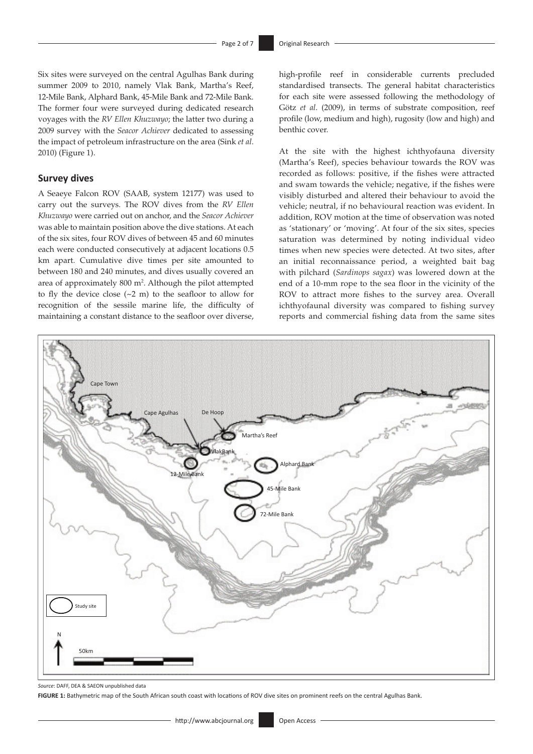Six sites were surveyed on the central Agulhas Bank during summer 2009 to 2010, namely Vlak Bank, Martha's Reef, 12-Mile Bank, Alphard Bank, 45-Mile Bank and 72-Mile Bank. The former four were surveyed during dedicated research voyages with the *RV Ellen Khuzwayo*; the latter two during a 2009 survey with the *Seacor Achiever* dedicated to assessing the impact of petroleum infrastructure on the area (Sink *et al*. 2010) (Figure 1).

## Survey dives

A Seaeye Falcon ROV (SAAB, system 12177) was used to carry out the surveys. The ROV dives from the *RV Ellen Khuzwayo* were carried out on anchor, and the *Seacor Achiever* was able to maintain position above the dive stations. At each of the six sites, four ROV dives of between 45 and 60 minutes each were conducted consecutively at adjacent locations 0.5 km apart. Cumulative dive times per site amounted to between 180 and 240 minutes, and dives usually covered an area of approximately 800 $m^2$. Although the pilot attempted to fly the device close (~2 m) to the seafloor to allow for recognition of the sessile marine life, the difficulty of maintaining a constant distance to the seafloor over diverse, high-profile reef in considerable currents precluded standardised transects. The general habitat characteristics for each site were assessed following the methodology of Götz *et al*. (2009), in terms of substrate composition, reef profile (low, medium and high), rugosity (low and high) and benthic cover.

At the site with the highest ichthyofauna diversity (Martha's Reef), species behaviour towards the ROV was recorded as follows: positive, if the fishes were attracted and swam towards the vehicle; negative, if the fishes were visibly disturbed and altered their behaviour to avoid the vehicle; neutral, if no behavioural reaction was evident. In addition, ROV motion at the time of observation was noted as 'stationary' or 'moving'. At four of the six sites, species saturation was determined by noting individual video times when new species were detected. At two sites, after an initial reconnaissance period, a weighted bait bag with pilchard (*Sardinops sagax*) was lowered down at the end of a 10-mm rope to the sea floor in the vicinity of the ROV to attract more fishes to the survey area. Overall ichthyofaunal diversity was compared to fishing survey reports and commercial fishing data from the same sites

*Source*: DAFF, DEA & SAEON unpublished data

**FIGURE 1:** Bathymetric map of the South African south coast with locations of ROV dive sites on prominent reefs on the central Agulhas Bank.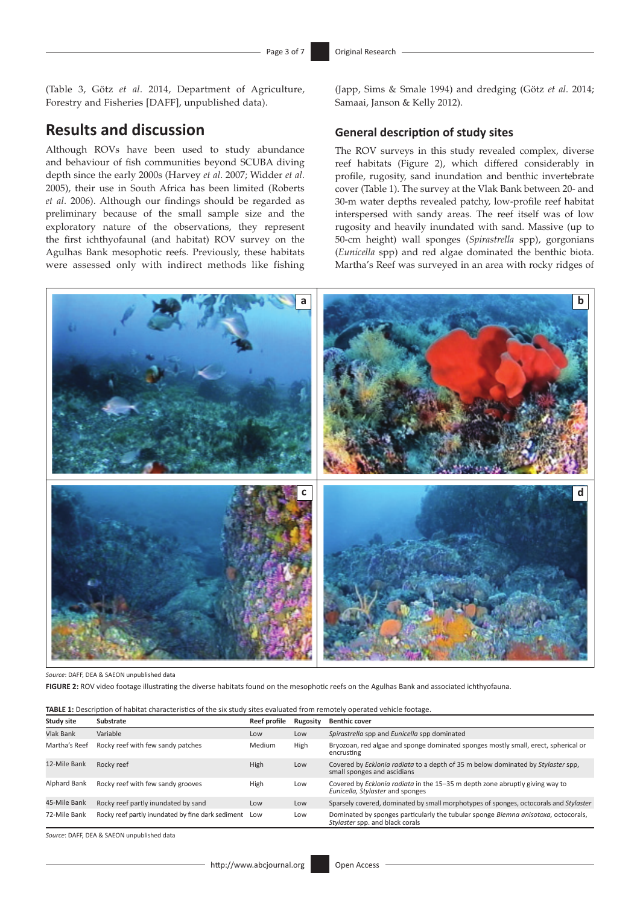(Table 3, Götz *et al*. 2014, Department of Agriculture, Forestry and Fisheries [DAFF], unpublished data).

## Results and discussion

Although ROVs have been used to study abundance and behaviour of fish communities beyond SCUBA diving depth since the early 2000s (Harvey *et al*. 2007; Widder *et al*. 2005), their use in South Africa has been limited (Roberts *et al*. 2006). Although our findings should be regarded as preliminary because of the small sample size and the exploratory nature of the observations, they represent the first ichthyofaunal (and habitat) ROV survey on the Agulhas Bank mesophotic reefs. Previously, these habitats were assessed only with indirect methods like fishing (Japp, Sims & Smale 1994) and dredging (Götz *et al*. 2014; Samaai, Janson & Kelly 2012).

### General description of study sites

The ROV surveys in this study revealed complex, diverse reef habitats (Figure 2), which differed considerably in profile, rugosity, sand inundation and benthic invertebrate cover (Table 1). The survey at the Vlak Bank between 20- and 30-m water depths revealed patchy, low-profile reef habitat interspersed with sandy areas. The reef itself was of low rugosity and heavily inundated with sand. Massive (up to 50-cm height) wall sponges (*Spirastrella* spp), gorgonians (*Eunicella* spp) and red algae dominated the benthic biota. Martha's Reef was surveyed in an area with rocky ridges of

*Source*: DAFF, DEA & SAEON unpublished data

**FIGURE 2:** ROV video footage illustrating the diverse habitats found on the mesophotic reefs on the Agulhas Bank and associated ichthyofauna.

**TABLE 1:** Description of habitat characteristics of the six study sites evaluated from remotely operated vehicle footage.

| Study site | Substrate | Reef profile | Rugosity | Benthic cover |
|---|---|---|---|---|
| Vlak Bank | Variable | Low | Low | *Spirastrella* spp and *Eunicella* spp dominated |
| Martha's Reef | Rocky reef with few sandy patches | Medium | High | Bryozoan, red algae and sponge dominated sponges mostly small, erect, spherical or encrusting |
| 12-Mile Bank | Rocky reef | High | Low | Covered by *Ecklonia radiata* to a depth of 35 m below dominated by *Stylaster* spp, small sponges and ascidians |
| Alphard Bank | Rocky reef with few sandy grooves | High | Low | Covered by *Ecklonia radiata* in the 15–35 m depth zone abruptly giving way to *Eunicella*, *Stylaster* and sponges |
| 45-Mile Bank | Rocky reef partly inundated by sand | Low | Low | Sparsely covered, dominated by small morphotypes of sponges, octocorals and *Stylaster* |
| 72-Mile Bank | Rocky reef partly inundated by fine dark sediment | Low | Low | Dominated by sponges particularly the tubular sponge *Biemna anisotoxa*, octocorals, *Stylaster* spp. and black corals |

*Source*: DAFF, DEA & SAEON unpublished data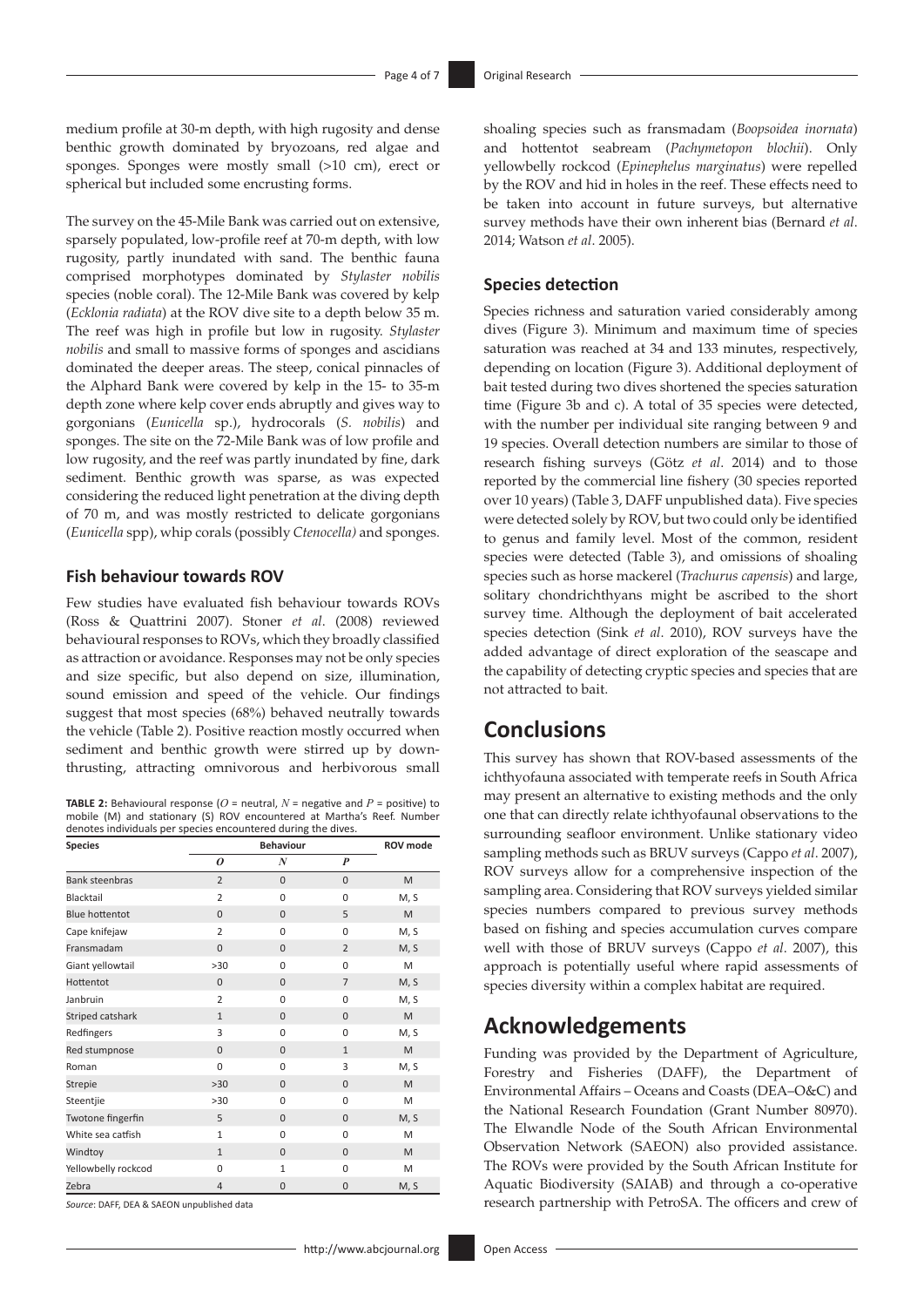medium profile at 30-m depth, with high rugosity and dense benthic growth dominated by bryozoans, red algae and sponges. Sponges were mostly small (>10 cm), erect or spherical but included some encrusting forms.

The survey on the 45-Mile Bank was carried out on extensive, sparsely populated, low-profile reef at 70-m depth, with low rugosity, partly inundated with sand. The benthic fauna comprised morphotypes dominated by *Stylaster nobilis* species (noble coral). The 12-Mile Bank was covered by kelp (*Ecklonia radiata*) at the ROV dive site to a depth below 35 m. The reef was high in profile but low in rugosity. *Stylaster nobilis* and small to massive forms of sponges and ascidians dominated the deeper areas. The steep, conical pinnacles of the Alphard Bank were covered by kelp in the 15- to 35-m depth zone where kelp cover ends abruptly and gives way to gorgonians (*Eunicella* sp.), hydrocorals (*S. nobilis*) and sponges. The site on the 72-Mile Bank was of low profile and low rugosity, and the reef was partly inundated by fine, dark sediment. Benthic growth was sparse, as was expected considering the reduced light penetration at the diving depth of 70 m, and was mostly restricted to delicate gorgonians (*Eunicella* spp), whip corals (possibly *Ctenocella)* and sponges.

### Fish behaviour towards ROV

Few studies have evaluated fish behaviour towards ROVs (Ross & Quattrini 2007). Stoner *et al*. (2008) reviewed behavioural responses to ROVs, which they broadly classified as attraction or avoidance. Responses may not be only species and size specific, but also depend on size, illumination, sound emission and speed of the vehicle. Our findings suggest that most species (68%) behaved neutrally towards the vehicle (Table 2). Positive reaction mostly occurred when sediment and benthic growth were stirred up by down-thrusting, attracting omnivorous and herbivorous small shoaling species such as fransmadam (*Boopsoidea inornata*) and hottentot seabream (*Pachymetopon blochii*). Only yellowbelly rockcod (*Epinephelus marginatus*) were repelled by the ROV and hid in holes in the reef. These effects need to be taken into account in future surveys, but alternative survey methods have their own inherent bias (Bernard *et al*. 2014; Watson *et al*. 2005).

**TABLE 2:** Behavioural response ($O$ = neutral, $N$ = negative and $P$ = positive) to mobile (M) and stationary (S) ROV encountered at Martha's Reef. Number denotes individuals per species encountered during the dives.

| Species | Behaviour | | | ROV mode |
|---|---|---|---|---|
| | $O$ | $N$ | $P$ | |
| Bank steenbras | 2 | 0 | 0 | M |
| Blacktail | 2 | 0 | 0 | M, S |
| Blue hottentot | 0 | 0 | 5 | M |
| Cape knifejaw | 2 | 0 | 0 | M, S |
| Fransmadam | 0 | 0 | 2 | M, S |
| Giant yellowtail | >30 | 0 | 0 | M |
| Hottentot | 0 | 0 | 7 | M, S |
| Janbruin | 2 | 0 | 0 | M, S |
| Striped catshark | 1 | 0 | 0 | M |
| Redfingers | 3 | 0 | 0 | M, S |
| Red stumpnose | 0 | 0 | 1 | M |
| Roman | 0 | 0 | 3 | M, S |
| Strepie | >30 | 0 | 0 | M |
| Steentjie | >30 | 0 | 0 | M |
| Twotone fingerfin | 5 | 0 | 0 | M, S |
| White sea catfish | 1 | 0 | 0 | M |
| Windtoy | 1 | 0 | 0 | M |
| Yellowbelly rockcod | 0 | 1 | 0 | M |
| Zebra | 4 | 0 | 0 | M, S |

*Source*: DAFF, DEA & SAEON unpublished data

### Species detection

Species richness and saturation varied considerably among dives (Figure 3). Minimum and maximum time of species saturation was reached at 34 and 133 minutes, respectively, depending on location (Figure 3). Additional deployment of bait tested during two dives shortened the species saturation time (Figure 3b and c). A total of 35 species were detected, with the number per individual site ranging between 9 and 19 species. Overall detection numbers are similar to those of research fishing surveys (Götz *et al*. 2014) and to those reported by the commercial line fishery (30 species reported over 10 years) (Table 3, DAFF unpublished data). Five species were detected solely by ROV, but two could only be identified to genus and family level. Most of the common, resident species were detected (Table 3), and omissions of shoaling species such as horse mackerel (*Trachurus capensis*) and large, solitary chondrichthyans might be ascribed to the short survey time. Although the deployment of bait accelerated species detection (Sink *et al*. 2010), ROV surveys have the added advantage of direct exploration of the seascape and the capability of detecting cryptic species and species that are not attracted to bait.

## Conclusions

This survey has shown that ROV-based assessments of the ichthyofauna associated with temperate reefs in South Africa may present an alternative to existing methods and the only one that can directly relate ichthyofaunal observations to the surrounding seafloor environment. Unlike stationary video sampling methods such as BRUV surveys (Cappo *et al*. 2007), ROV surveys allow for a comprehensive inspection of the sampling area. Considering that ROV surveys yielded similar species numbers compared to previous survey methods based on fishing and species accumulation curves compare well with those of BRUV surveys (Cappo *et al*. 2007), this approach is potentially useful where rapid assessments of species diversity within a complex habitat are required.

## Acknowledgements

Funding was provided by the Department of Agriculture, Forestry and Fisheries (DAFF), the Department of Environmental Affairs – Oceans and Coasts (DEA–O&C) and the National Research Foundation (Grant Number 80970). The Elwandle Node of the South African Environmental Observation Network (SAEON) also provided assistance. The ROVs were provided by the South African Institute for Aquatic Biodiversity (SAIAB) and through a co-operative research partnership with PetroSA. The officers and crew of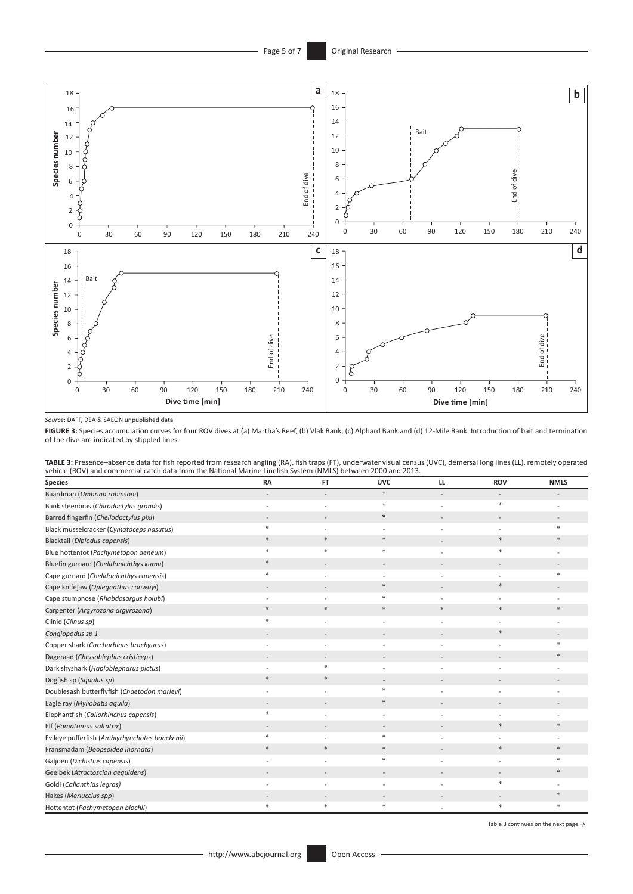*Source*: DAFF, DEA & SAEON unpublished data

**FIGURE 3:** Species accumulation curves for four ROV dives at (a) Martha's Reef, (b) Vlak Bank, (c) Alphard Bank and (d) 12-Mile Bank. Introduction of bait and termination of the dive are indicated by stippled lines.

**TABLE 3:** Presence–absence data for fish reported from research angling (RA), fish traps (FT), underwater visual census (UVC), demersal long lines (LL), remotely operated vehicle (ROV) and commercial catch data from the National Marine Linefish System (NMLS) between 2000 and 2013.

| Species | RA | FT | UVC | LL | ROV | NMLS |
|---|---|---|---|---|---|---|
| Baardman (*Umbrina robinsoni*) | - | - | * | - | - | - |
| Bank steenbras (*Chirodactylus grandis*) | - | - | * | - | * | - |
| Barred fingerfin (*Cheilodactylus pixi*) | - | - | * | - | - | - |
| Black musselcracker (*Cymatoceps nasutus*) | * | - | - | - | - | * |
| Blacktail (*Diplodus capensis*) | * | * | * | - | * | * |
| Blue hottentot (*Pachymetopon aeneum*) | * | * | * | - | * | - |
| Bluefin gurnard (*Chelidonichthys kumu*) | * | - | - | - | - | - |
| Cape gurnard (*Chelidonichthys capensis*) | * | - | - | - | - | * |
| Cape knifejaw (*Oplegnathus conwayi*) | - | - | * | - | * | - |
| Cape stumpnose (*Rhabdosargus holubi*) | - | - | * | - | - | - |
| Carpenter (*Argyrozona argyrozona*) | * | * | * | * | * | * |
| Clinid (*Clinus sp*) | * | - | - | - | - | - |
| *Congiopodus sp 1* | - | - | - | - | * | - |
| Copper shark (*Carcharhinus brachyurus*) | - | - | - | - | - | * |
| Dageraad (*Chrysoblephus cristiceps*) | - | - | - | - | - | * |
| Dark shyshark (*Haploblepharus pictus*) | - | * | - | - | - | - |
| Dogfish sp (*Squalus sp*) | * | * | - | - | - | - |
| Doublesash butterflyfish (*Chaetodon marleyi*) | - | - | * | - | - | - |
| Eagle ray (*Myliobatis aquila*) | - | - | * | - | - | - |
| Elephantfish (*Callorhinchus capensis*) | * | - | - | - | - | - |
| Elf (*Pomatomus saltatrix*) | - | - | - | - | * | * |
| Evileye pufferfish (*Amblyrhynchotes honckenii*) | * | - | * | - | - | - |
| Fransmadam (*Boopsoidea inornata*) | * | * | * | - | * | * |
| Galjoen (*Dichistius capensis*) | - | - | * | - | - | * |
| Geelbek (*Atractoscion aequidens*) | - | - | - | - | - | * |
| Goldi (*Callanthias legras)* | - | - | - | - | * | - |
| Hakes (*Merluccius spp*) | - | - | - | - | - | * |
| Hottentot (*Pachymetopon blochii*) | * | * | * | - | * | * |

Table 3 continues on the next page →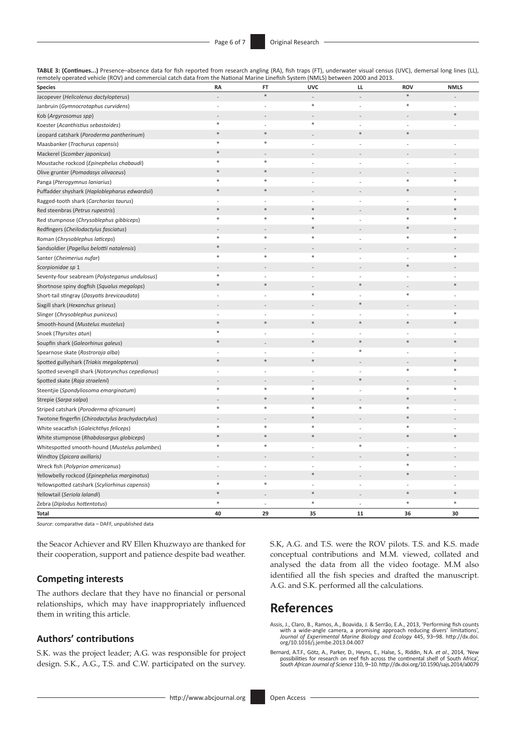**TABLE 3: (Continues...)** Presence–absence data for fish reported from research angling (RA), fish traps (FT), underwater visual census (UVC), demersal long lines (LL), remotely operated vehicle (ROV) and commercial catch data from the National Marine Linefish System (NMLS) between 2000 and 2013.

| Species | RA | FT | UVC | LL | ROV | NMLS |
|---|---|---|---|---|---|---|
| Jacopever (*Helicolenus dactylopterus*) | - | * | - | - | * | - |
| Janbruin (*Gymnocrotaphus curvidens*) | - | - | * | - | * | - |
| Kob (*Argyrosomus spp*) | - | - | - | - | - | * |
| Koester (*Acanthistius sebastoides*) | * | - | * | - | - | - |
| Leopard catshark (*Poroderma pantherinum*) | * | * | - | * | * | - |
| Maasbanker (*Trachurus capensis*) | * | * | - | - | - | - |
| Mackerel (*Scomber japonicus*) | * | - | - | - | - | - |
| Moustache rockcod (*Epinephelus chabaudi*) | * | * | - | - | - | - |
| Olive grunter (*Pomadasys olivaceus*) | * | * | - | - | - | - |
| Panga (*Pterogymnus laniarius*) | * | * | - | - | * | * |
| Puffadder shyshark (*Haploblepharus edwardsii*) | * | * | - | - | * | - |
| Ragged-tooth shark (*Carcharias taurus*) | - | - | - | - | - | * |
| Red steenbras (*Petrus rupestris*) | * | * | * | - | * | * |
| Red stumpnose (*Chrysoblephus gibbiceps*) | * | * | * | - | * | * |
| Redfingers (*Cheilodactylus fasciatus*) | - | - | * | - | * | - |
| Roman (*Chrysoblephus laticeps*) | * | * | * | - | * | * |
| Sandsoldier (*Pagellus belottii natalensis*) | * | - | - | - | - | - |
| Santer (*Cheimerius nufar*) | * | * | * | - | - | * |
| *Scorpionidae sp* 1 | - | - | - | - | * | - |
| Seventy-four seabream (*Polysteganus undulosus*) | * | - | - | - | - | - |
| Shortnose spiny dogfish (*Squalus megalops*) | * | * | - | * | - | * |
| Short-tail stingray (*Dasyatis brevicaudata*) | - | - | * | - | * | - |
| Sixgill shark (*Hexanchus griseus*) | - | - | - | * | - | - |
| Slinger (*Chrysoblephus puniceus*) | - | - | - | - | - | * |
| Smooth-hound (*Mustelus mustelus*) | * | * | * | * | * | * |
| Snoek (*Thyrsites atun*) | * | - | - | - | - | - |
| Soupfin shark (*Galeorhinus galeus*) | * | - | * | * | * | * |
| Spearnose skate (*Rostroraja alba*) | - | - | - | * | - | - |
| Spotted gullyshark (*Triakis megalopterus*) | * | * | * | - | - | * |
| Spotted sevengill shark (*Notorynchus cepedianus*) | - | - | - | - | * | * |
| Spotted skate (*Raja straeleni*) | - | - | - | * | - | - |
| Steentjie (*Spondyliosoma emarginatum*) | * | * | * | - | * | * |
| Strepie (*Sarpa salpa*) | - | * | * | - | * | - |
| Striped catshark (*Poroderma africanum*) | * | * | * | * | * | - |
| Twotone fingerfin (*Chirodactylus brachydactylus*) | - | - | * | - | * | - |
| White seacatfish (*Galeichthys feliceps*) | * | * | * | - | * | - |
| White stumpnose (*Rhabdosargus globiceps*) | * | * | * | - | * | * |
| Whitespotted smooth-hound (*Mustelus palumbes*) | * | * | - | * | - | - |
| Windtoy (*Spicara axillaris*) | - | - | - | - | * | - |
| Wreck fish (*Polyprion americanus*) | - | - | - | - | * | - |
| Yellowbelly rockcod (*Epinephelus marginatus*) | - | - | * | - | * | - |
| Yellowspotted catshark (*Scyliorhinus capensis*) | * | * | - | - | - | - |
| Yellowtail (*Seriola lalandi*) | * | - | * | - | * | * |
| Zebra (*Diplodus hottentotus*) | * | - | * | - | * | * |
| **Total** | **40** | **29** | **35** | **11** | **36** | **30** |

*Source*: comparative data – DAFF, unpublished data

the Seacor Achiever and RV Ellen Khuzwayo are thanked for their cooperation, support and patience despite bad weather.

### Competing interests

The authors declare that they have no financial or personal relationships, which may have inappropriately influenced them in writing this article.

### Authors' contributions

S.K. was the project leader; A.G. was responsible for project design. S.K., A.G., T.S. and C.W. participated on the survey. S.K, A.G. and T.S. were the ROV pilots. T.S. and K.S. made conceptual contributions and M.M. viewed, collated and analysed the data from all the video footage. M.M also identified all the fish species and drafted the manuscript. A.G. and S.K. performed all the calculations.

## References

Assis, J., Claro, B., Ramos, A., Boavida, J. & Serrão, E.A., 2013, 'Performing fish counts with a wide-angle camera, a promising approach reducing divers' limitations', *Journal of Experimental Marine Biology and Ecology* 445, 93–98. http://dx.doi.org/10.1016/j.jembe.2013.04.007

Bernard, A.T.F., Götz, A., Parker, D., Heyns, E., Halse, S., Riddin, N.A. *et al*., 2014, 'New possibilities for research on reef fish across the continental shelf of South Africa', *South African Journal of Science* 110, 9–10. http://dx.doi.org/10.1590/sajs.2014/a0079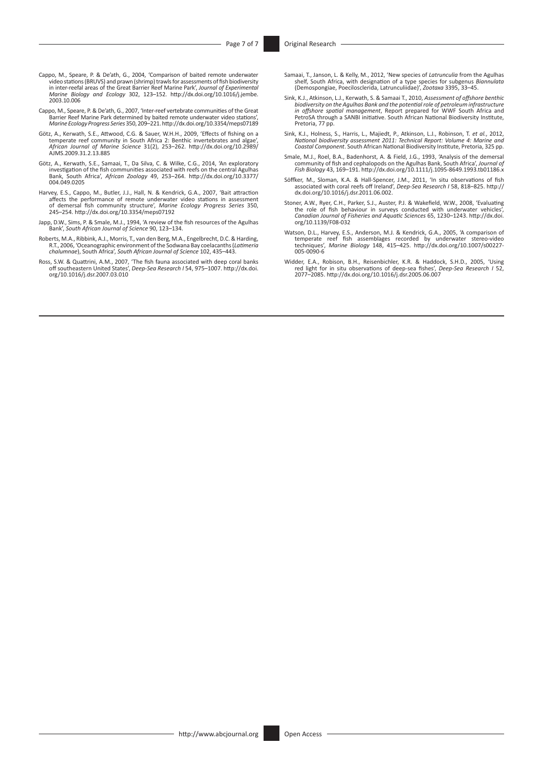Cappo, M., Speare, P. & De'ath, G., 2004, 'Comparison of baited remote underwater video stations (BRUVS) and prawn (shrimp) trawls for assessments of fish biodiversity in inter-reefal areas of the Great Barrier Reef Marine Park', *Journal of Experimental Marine Biology and Ecology* 302, 123–152. http://dx.doi.org/10.1016/j.jembe.2003.10.006

Cappo, M., Speare, P. & De'ath, G., 2007, 'Inter-reef vertebrate communities of the Great Barrier Reef Marine Park determined by baited remote underwater video stations', *Marine Ecology Progress Series* 350, 209–221. http://dx.doi.org/10.3354/meps07189

Götz, A., Kerwath, S.E., Attwood, C.G. & Sauer, W.H.H., 2009, 'Effects of fishing on a temperate reef community in South Africa 2: Benthic invertebrates and algae', *African Journal of Marine Science* 31(2), 253–262. http://dx.doi.org/10.2989/AJMS.2009.31.2.13.885

Götz, A., Kerwath, S.E., Samaai, T., Da Silva, C. & Wilke, C.G., 2014, 'An exploratory investigation of the fish communities associated with reefs on the central Agulhas Bank, South Africa', *African Zoology* 49, 253–264. http://dx.doi.org/10.3377/004.049.0205

Harvey, E.S., Cappo, M., Butler, J.J., Hall, N. & Kendrick, G.A., 2007, 'Bait attraction affects the performance of remote underwater video stations in assessment of demersal fish community structure', *Marine Ecology Progress Series* 350, 245–254. http://dx.doi.org/10.3354/meps07192

Japp, D.W., Sims, P. & Smale, M.J., 1994, 'A review of the fish resources of the Agulhas Bank', *South African Journal of Science* 90, 123–134.

Roberts, M.A., Ribbink, A.J., Morris, T., van den Berg, M.A., Engelbrecht, D.C. & Harding, R.T., 2006, 'Oceanographic environment of the Sodwana Bay coelacanths (*Latimeria chalumnae*), South Africa', *South African Journal of Science* 102, 435–443.

Ross, S.W. & Quattrini, A.M., 2007, 'The fish fauna associated with deep coral banks off southeastern United States', *Deep-Sea Research I* 54, 975–1007. http://dx.doi.org/10.1016/j.dsr.2007.03.010

Samaai, T., Janson, L. & Kelly, M., 2012, 'New species of *Latrunculia* from the Agulhas shelf, South Africa, with designation of a type species for subgenus *Biannulata* (Demospongiae, Poecilosclerida, Latrunculiidae)', *Zootaxa* 3395, 33–45.

Sink, K.J., Atkinson, L.J., Kerwath, S. & Samaai T., 2010, *Assessment of offshore benthic biodiversity on the Agulhas Bank and the potential role of petroleum infrastructure in offshore spatial management*, Report prepared for WWF South Africa and PetroSA through a SANBI initiative. South African National Biodiversity Institute, Pretoria, 77 pp.

Sink, K.J., Holness, S., Harris, L., Majiedt, P., Atkinson, L.J., Robinson, T. *et al.*, 2012, *National biodiversity assessment 2011: Technical Report: Volume 4: Marine and Coastal Component*. South African National Biodiversity Institute, Pretoria, 325 pp.

Smale, M.J., Roel, B.A., Badenhorst, A. & Field, J.G., 1993, 'Analysis of the demersal community of fish and cephalopods on the Agulhas Bank, South Africa', *Journal of Fish Biology* 43, 169–191. http://dx.doi.org/10.1111/j.1095-8649.1993.tb01186.x

Söffker, M., Sloman, K.A. & Hall-Spencer, J.M., 2011, 'In situ observations of fish associated with coral reefs off Ireland', *Deep-Sea Research I* 58, 818–825. http://dx.doi.org/10.1016/j.dsr.2011.06.002.

Stoner, A.W., Ryer, C.H., Parker, S.J., Auster, P.J. & Wakefield, W.W., 2008, 'Evaluating the role of fish behaviour in surveys conducted with underwater vehicles', *Canadian Journal of Fisheries and Aquatic Sciences* 65, 1230–1243. http://dx.doi.org/10.1139/F08-032

Watson, D.L., Harvey, E.S., Anderson, M.J. & Kendrick, G.A., 2005, 'A comparison of temperate reef fish assemblages recorded by underwater stereo-video techniques', *Marine Biology* 148, 415–425. http://dx.doi.org/10.1007/s00227-005-0090-6

Widder, E.A., Robison, B.H., Reisenbichler, K.R. & Haddock, S.H.D., 2005, 'Using red light for in situ observations of deep-sea fishes', *Deep-Sea Research I* 52, 2077–2085. http://dx.doi.org/10.1016/j.dsr.2005.06.007